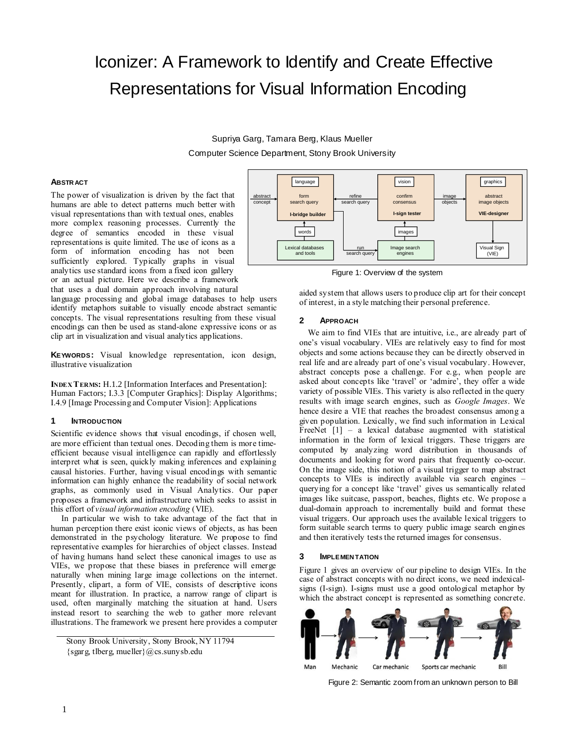# Iconizer: A Framework to Identify and Create Effective Representations for Visual Information Encoding

Supriya Garg, Tamara Berg, Klaus Mueller

Computer Science Department, Stony Brook University

### Abstract

The power of visualization is driven by the fact that humans are able to detect patterns much better with visual representations than with textual ones, enables more complex reasoning processes. Currently the degree of semantics encoded in these visual representations is quite limited. The use of icons as a form of information encoding has not been sufficiently explored. Typically graphs in visual analytics use standard icons from a fixed icon gallery or an actual picture. Here we describe a framework that uses a dual domain approach involving natural language processing and global image databases to help users identify metaphors suitable to visually encode abstract semantic concepts. The visual representations resulting from these visual encodings can then be used as stand-alone expressive icons or as clip art in visualization and visual analytics applications.

**Keywords:** Visual knowledge representation, icon design, illustrative visualization

**Index Terms:** H.1.2 [Information Interfaces and Presentation]: Human Factors; I.3.3 [Computer Graphics]: Display Algorithms; I.4.9 [Image Processing and Computer Vision]: Applications

### 1 Introduction

Scientific evidence shows that visual encodings, if chosen well, are more efficient than textual ones. Decoding them is more time-efficient because visual intelligence can rapidly and effortlessly interpret what is seen, quickly making inferences and explaining causal histories. Further, having visual encodings with semantic information can highly enhance the readability of social network graphs, as commonly used in Visual Analytics. Our paper proposes a framework and infrastructure which seeks to assist in this effort of *visual information encoding* (VIE).

In particular we wish to take advantage of the fact that in human perception there exist iconic views of objects, as has been demonstrated in the psychology literature. We propose to find representative examples for hierarchies of object classes. Instead of having humans hand select these canonical images to use as VIEs, we propose that these biases in preference will emerge naturally when mining large image collections on the internet. Presently, clipart, a form of VIE, consists of descriptive icons meant for illustration. In practice, a narrow range of clipart is used, often marginally matching the situation at hand. Users instead resort to searching the web to gather more relevant illustrations. The framework we present here provides a computer aided system that allows users to produce clip art for their concept of interest, in a style matching their personal preference.

Stony Brook University, Stony Brook, NY 11794
{sgarg, tlberg, mueller}@cs.sunysb.edu

Figure 1: Overview of the system

### 2 Approach

We aim to find VIEs that are intuitive, i.e., are already part of one's visual vocabulary. VIEs are relatively easy to find for most objects and some actions because they can be directly observed in real life and are already part of one's visual vocabulary. However, abstract concepts pose a challenge. For e.g., when people are asked about concepts like 'travel' or 'admire', they offer a wide variety of possible VIEs. This variety is also reflected in the query results with image search engines, such as *Google Images*. We hence desire a VIE that reaches the broadest consensus among a given population. Lexically, we find such information in Lexical FreeNet [1] – a lexical database augmented with statistical information in the form of lexical triggers. These triggers are computed by analyzing word distribution in thousands of documents and looking for word pairs that frequently co-occur. On the image side, this notion of a visual trigger to map abstract concepts to VIEs is indirectly available via search engines – querying for a concept like 'travel' gives us semantically related images like suitcase, passport, beaches, flights etc. We propose a dual-domain approach to incrementally build and format these visual triggers. Our approach uses the available lexical triggers to form suitable search terms to query public image search engines and then iteratively tests the returned images for consensus.

### 3 Implementation

Figure 1 gives an overview of our pipeline to design VIEs. In the case of abstract concepts with no direct icons, we need indexical-signs (I-sign). I-signs must use a good ontological metaphor by which the abstract concept is represented as something concrete.

Figure 2: Semantic zoom from an unknown person to Bill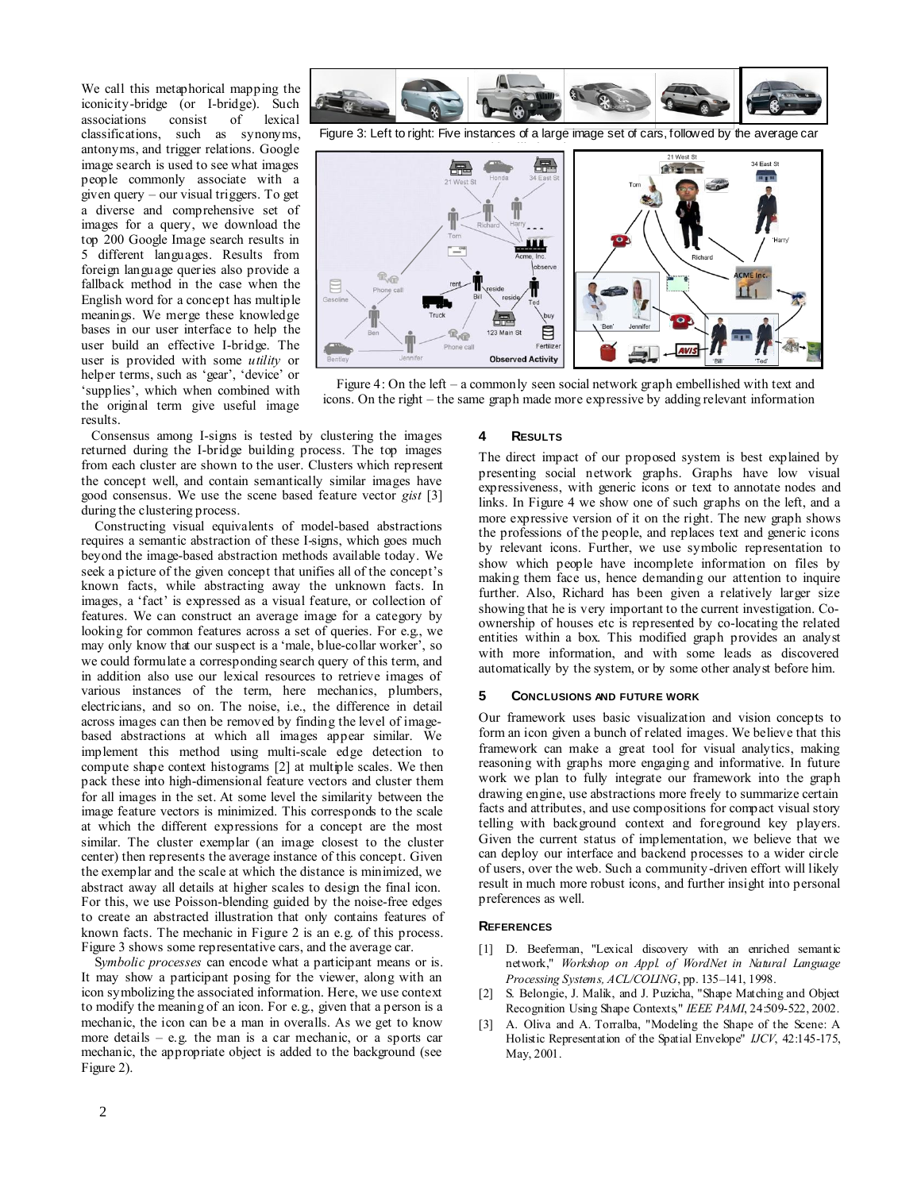We call this metaphorical mapping the iconicity-bridge (or I-bridge). Such associations consist of lexical classifications, such as synonyms, antonyms, and trigger relations. Google image search is used to see what images people commonly associate with a given query – our visual triggers. To get a diverse and comprehensive set of images for a query, we download the top 200 Google Image search results in 5 different languages. Results from foreign language queries also provide a fallback method in the case when the English word for a concept has multiple meanings. We merge these knowledge bases in our user interface to help the user build an effective I-bridge. The user is provided with some *utility* or helper terms, such as 'gear', 'device' or 'supplies', which when combined with the original term give useful image results.

Consensus among I-signs is tested by clustering the images returned during the I-bridge building process. The top images from each cluster are shown to the user. Clusters which represent the concept well, and contain semantically similar images have good consensus. We use the scene based feature vector *gist* [3] during the clustering process.

Constructing visual equivalents of model-based abstractions requires a semantic abstraction of these I-signs, which goes much beyond the image-based abstraction methods available today. We seek a picture of the given concept that unifies all of the concept's known facts, while abstracting away the unknown facts. In images, a 'fact' is expressed as a visual feature, or collection of features. We can construct an average image for a category by looking for common features across a set of queries. For e.g., we may only know that our suspect is a 'male, blue-collar worker', so we could formulate a corresponding search query of this term, and in addition also use our lexical resources to retrieve images of various instances of the term, here mechanics, plumbers, electricians, and so on. The noise, i.e., the difference in detail across images can then be removed by finding the level of image-based abstractions at which all images appear similar. We implement this method using multi-scale edge detection to compute shape context histograms [2] at multiple scales. We then pack these into high-dimensional feature vectors and cluster them for all images in the set. At some level the similarity between the image feature vectors is minimized. This corresponds to the scale at which the different expressions for a concept are the most similar. The cluster exemplar (an image closest to the cluster center) then represents the average instance of this concept. Given the exemplar and the scale at which the distance is minimized, we abstract away all details at higher scales to design the final icon. For this, we use Poisson-blending guided by the noise-free edges to create an abstracted illustration that only contains features of known facts. The mechanic in Figure 2 is an e.g. of this process. Figure 3 shows some representative cars, and the average car.

*Symbolic processes* can encode what a participant means or is. It may show a participant posing for the viewer, along with an icon symbolizing the associated information. Here, we use context to modify the meaning of an icon. For e.g., given that a person is a mechanic, the icon can be a man in overalls. As we get to know more details – e.g. the man is a car mechanic, or a sports car mechanic, the appropriate object is added to the background (see Figure 2).

Figure 3: Left to right: Five instances of a large image set of cars, followed by the average car

Figure 4: On the left – a commonly seen social network graph embellished with text and icons. On the right – the same graph made more expressive by adding relevant information

## 4 Results

The direct impact of our proposed system is best explained by presenting social network graphs. Graphs have low visual expressiveness, with generic icons or text to annotate nodes and links. In Figure 4 we show one of such graphs on the left, and a more expressive version of it on the right. The new graph shows the professions of the people, and replaces text and generic icons by relevant icons. Further, we use symbolic representation to show which people have incomplete information on files by making them face us, hence demanding our attention to inquire further. Also, Richard has been given a relatively larger size showing that he is very important to the current investigation. Co-ownership of houses etc is represented by co-locating the related entities within a box. This modified graph provides an analyst with more information, and with some leads as discovered automatically by the system, or by some other analyst before him.

## 5 Conclusions and Future Work

Our framework uses basic visualization and vision concepts to form an icon given a bunch of related images. We believe that this framework can make a great tool for visual analytics, making reasoning with graphs more engaging and informative. In future work we plan to fully integrate our framework into the graph drawing engine, use abstractions more freely to summarize certain facts and attributes, and use compositions for compact visual story telling with background context and foreground key players. Given the current status of implementation, we believe that we can deploy our interface and backend processes to a wider circle of users, over the web. Such a community-driven effort will likely result in much more robust icons, and further insight into personal preferences as well.

## References

[1] D. Beeferman, "Lexical discovery with an enriched semantic network," *Workshop on Appl. of WordNet in Natural Language Processing Systems, ACL/COLING*, pp. 135–141, 1998.

[2] S. Belongie, J. Malik, and J. Puzicha, "Shape Matching and Object Recognition Using Shape Contexts," *IEEE PAMI*, 24:509-522, 2002.

[3] A. Oliva and A. Torralba, "Modeling the Shape of the Scene: A Holistic Representation of the Spatial Envelope" *IJCV*, 42:145-175, May, 2001.